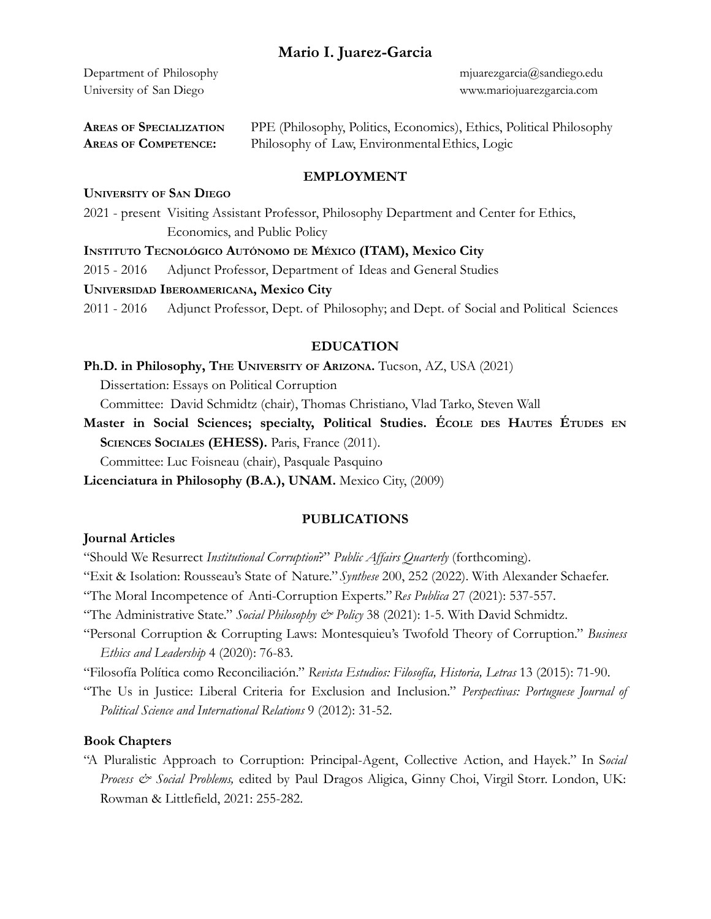# Mario I. Juarez-Garcia

Department of Philosophy
University of San Diego

mjuarezgarcia@sandiego.edu
www.mariojuarezgarcia.com

**Areas of Specialization** PPE (Philosophy, Politics, Economics), Ethics, Political Philosophy
**Areas of Competence:** Philosophy of Law, Environmental Ethics, Logic

## EMPLOYMENT

**University of San Diego**

2021 - present Visiting Assistant Professor, Philosophy Department and Center for Ethics, Economics, and Public Policy

**Instituto Tecnológico Autónomo de México (ITAM), Mexico City**

2015 - 2016 Adjunct Professor, Department of Ideas and General Studies

**Universidad Iberoamericana, Mexico City**

2011 - 2016 Adjunct Professor, Dept. of Philosophy; and Dept. of Social and Political Sciences

## EDUCATION

**Ph.D. in Philosophy, The University of Arizona.** Tucson, AZ, USA (2021)
Dissertation: Essays on Political Corruption
Committee: David Schmidtz (chair), Thomas Christiano, Vlad Tarko, Steven Wall

**Master in Social Sciences; specialty, Political Studies. École des Hautes Études en Sciences Sociales (EHESS).** Paris, France (2011).
Committee: Luc Foisneau (chair), Pasquale Pasquino

**Licenciatura in Philosophy (B.A.), UNAM.** Mexico City, (2009)

## PUBLICATIONS

### Journal Articles

"Should We Resurrect *Institutional Corruption*?" *Public Affairs Quarterly* (forthcoming).

"Exit & Isolation: Rousseau's State of Nature." *Synthese* 200, 252 (2022). With Alexander Schaefer.

"The Moral Incompetence of Anti-Corruption Experts." *Res Publica* 27 (2021): 537-557.

"The Administrative State." *Social Philosophy & Policy* 38 (2021): 1-5. With David Schmidtz.

"Personal Corruption & Corrupting Laws: Montesquieu's Twofold Theory of Corruption." *Business Ethics and Leadership* 4 (2020): 76-83.

"Filosofía Política como Reconciliación." *Revista Estudios: Filosofía, Historia, Letras* 13 (2015): 71-90.

"The Us in Justice: Liberal Criteria for Exclusion and Inclusion." *Perspectivas: Portuguese Journal of Political Science and International Relations* 9 (2012): 31-52.

### Book Chapters

"A Pluralistic Approach to Corruption: Principal-Agent, Collective Action, and Hayek." In *Social Process & Social Problems,* edited by Paul Dragos Aligica, Ginny Choi, Virgil Storr. London, UK: Rowman & Littlefield, 2021: 255-282.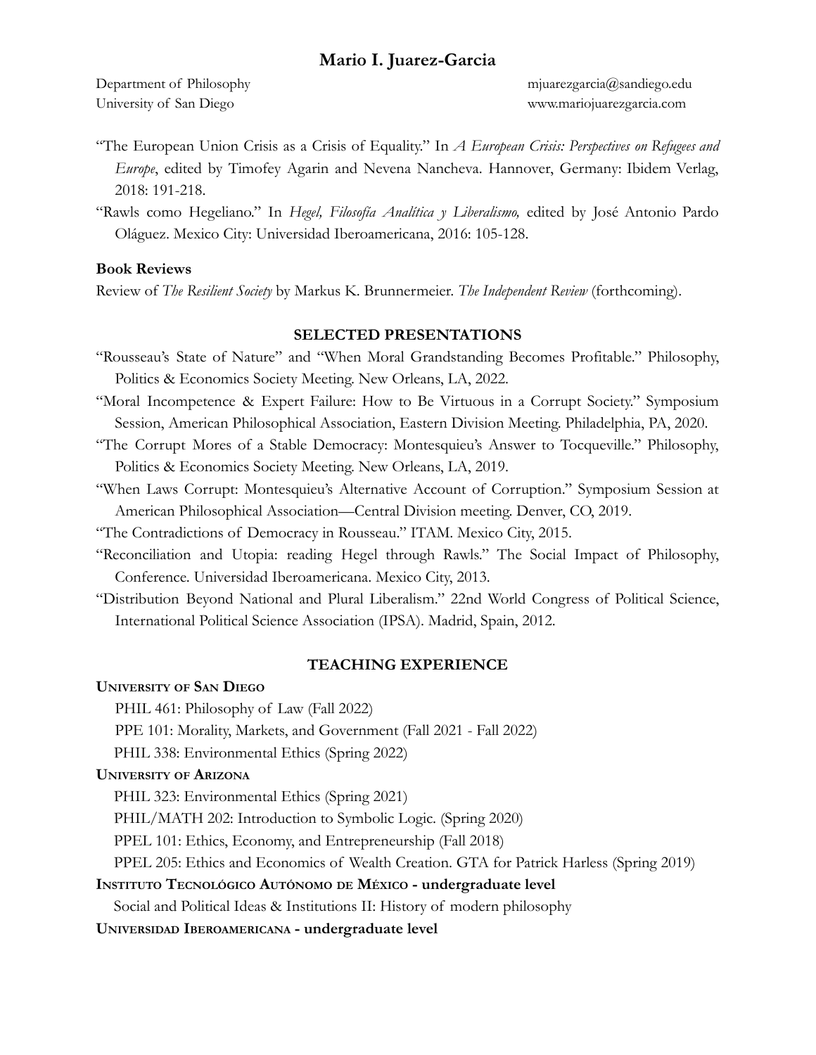# Mario I. Juarez-Garcia

Department of Philosophy
University of San Diego

mjuarezgarcia@sandiego.edu
www.mariojuarezgarcia.com

"The European Union Crisis as a Crisis of Equality." In *A European Crisis: Perspectives on Refugees and Europe*, edited by Timofey Agarin and Nevena Nancheva. Hannover, Germany: Ibidem Verlag, 2018: 191-218.

"Rawls como Hegeliano." In *Hegel, Filosofía Analítica y Liberalismo,* edited by José Antonio Pardo Oláguez. Mexico City: Universidad Iberoamericana, 2016: 105-128.

**Book Reviews**

Review of *The Resilient Society* by Markus K. Brunnermeier. *The Independent Review* (forthcoming).

## SELECTED PRESENTATIONS

"Rousseau's State of Nature" and "When Moral Grandstanding Becomes Profitable." Philosophy, Politics & Economics Society Meeting. New Orleans, LA, 2022.

"Moral Incompetence & Expert Failure: How to Be Virtuous in a Corrupt Society." Symposium Session, American Philosophical Association, Eastern Division Meeting. Philadelphia, PA, 2020.

"The Corrupt Mores of a Stable Democracy: Montesquieu's Answer to Tocqueville." Philosophy, Politics & Economics Society Meeting. New Orleans, LA, 2019.

"When Laws Corrupt: Montesquieu's Alternative Account of Corruption." Symposium Session at American Philosophical Association—Central Division meeting. Denver, CO, 2019.

"The Contradictions of Democracy in Rousseau." ITAM. Mexico City, 2015.

"Reconciliation and Utopia: reading Hegel through Rawls." The Social Impact of Philosophy, Conference. Universidad Iberoamericana. Mexico City, 2013.

"Distribution Beyond National and Plural Liberalism." 22nd World Congress of Political Science, International Political Science Association (IPSA). Madrid, Spain, 2012.

## TEACHING EXPERIENCE

**University of San Diego**

PHIL 461: Philosophy of Law (Fall 2022)
PPE 101: Morality, Markets, and Government (Fall 2021 - Fall 2022)
PHIL 338: Environmental Ethics (Spring 2022)

**University of Arizona**

PHIL 323: Environmental Ethics (Spring 2021)
PHIL/MATH 202: Introduction to Symbolic Logic. (Spring 2020)
PPEL 101: Ethics, Economy, and Entrepreneurship (Fall 2018)
PPEL 205: Ethics and Economics of Wealth Creation. GTA for Patrick Harless (Spring 2019)

**Instituto Tecnológico Autónomo de México - undergraduate level**

Social and Political Ideas & Institutions II: History of modern philosophy

**Universidad Iberoamericana - undergraduate level**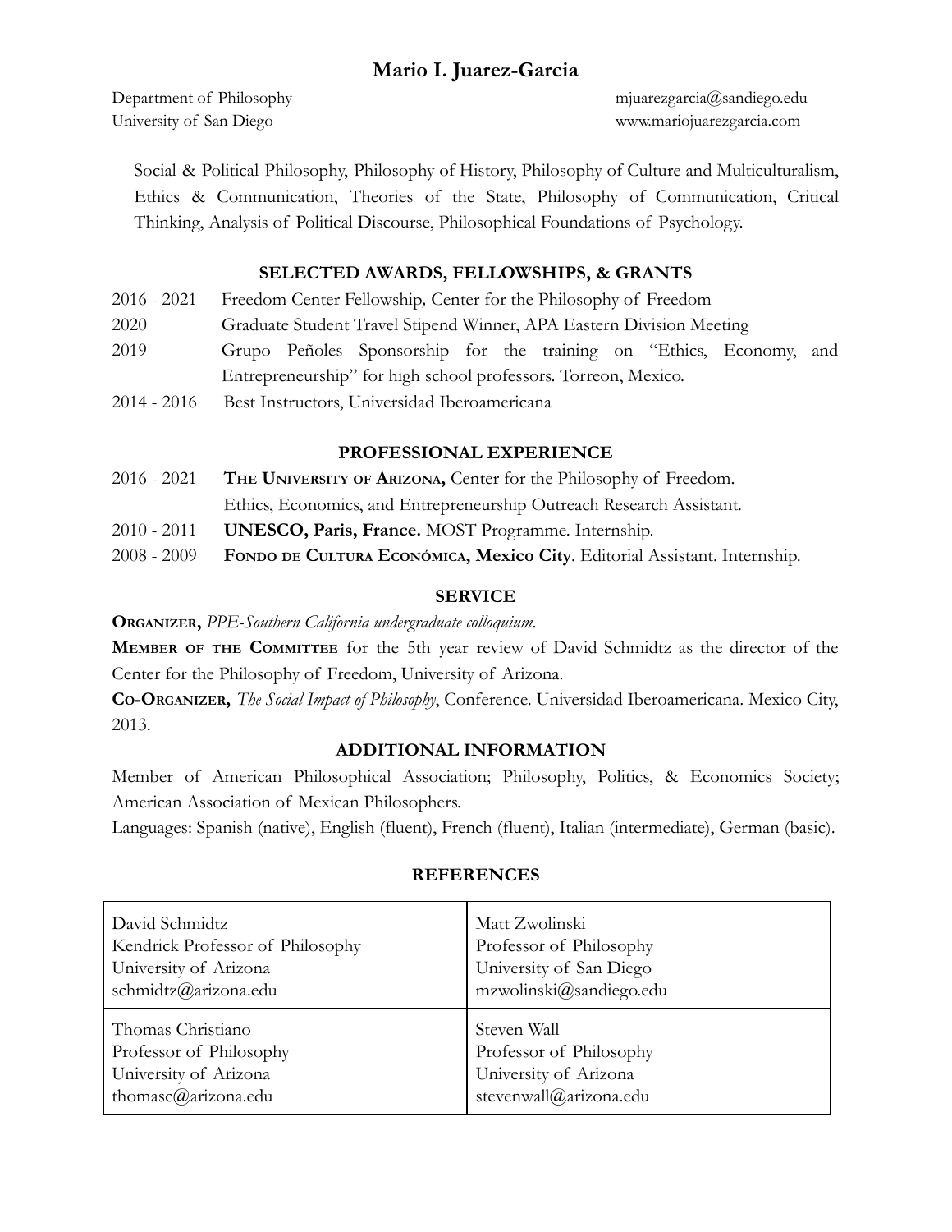# Mario I. Juarez-Garcia

Department of Philosophy
University of San Diego

mjuarezgarcia@sandiego.edu
www.mariojuarezgarcia.com

Social & Political Philosophy, Philosophy of History, Philosophy of Culture and Multiculturalism, Ethics & Communication, Theories of the State, Philosophy of Communication, Critical Thinking, Analysis of Political Discourse, Philosophical Foundations of Psychology.

## SELECTED AWARDS, FELLOWSHIPS, & GRANTS

2016 - 2021 Freedom Center Fellowship, Center for the Philosophy of Freedom

2020 Graduate Student Travel Stipend Winner, APA Eastern Division Meeting

2019 Grupo Peñoles Sponsorship for the training on "Ethics, Economy, and Entrepreneurship" for high school professors. Torreon, Mexico.

2014 - 2016 Best Instructors, Universidad Iberoamericana

## PROFESSIONAL EXPERIENCE

2016 - 2021 **The University of Arizona,** Center for the Philosophy of Freedom. Ethics, Economics, and Entrepreneurship Outreach Research Assistant.

2010 - 2011 **UNESCO, Paris, France.** MOST Programme. Internship.

2008 - 2009 **Fondo de Cultura Económica, Mexico City**. Editorial Assistant. Internship.

## SERVICE

**Organizer,** *PPE-Southern California undergraduate colloquium*.

**Member of the Committee** for the 5th year review of David Schmidtz as the director of the Center for the Philosophy of Freedom, University of Arizona.

**Co-Organizer,** *The Social Impact of Philosophy*, Conference. Universidad Iberoamericana. Mexico City, 2013.

## ADDITIONAL INFORMATION

Member of American Philosophical Association; Philosophy, Politics, & Economics Society; American Association of Mexican Philosophers.

Languages: Spanish (native), English (fluent), French (fluent), Italian (intermediate), German (basic).

## REFERENCES

| | |
|---|---|
| David Schmidtz<br>Kendrick Professor of Philosophy<br>University of Arizona<br>schmidtz@arizona.edu | Matt Zwolinski<br>Professor of Philosophy<br>University of San Diego<br>mzwolinski@sandiego.edu |
| Thomas Christiano<br>Professor of Philosophy<br>University of Arizona<br>thomasc@arizona.edu | Steven Wall<br>Professor of Philosophy<br>University of Arizona<br>stevenwall@arizona.edu |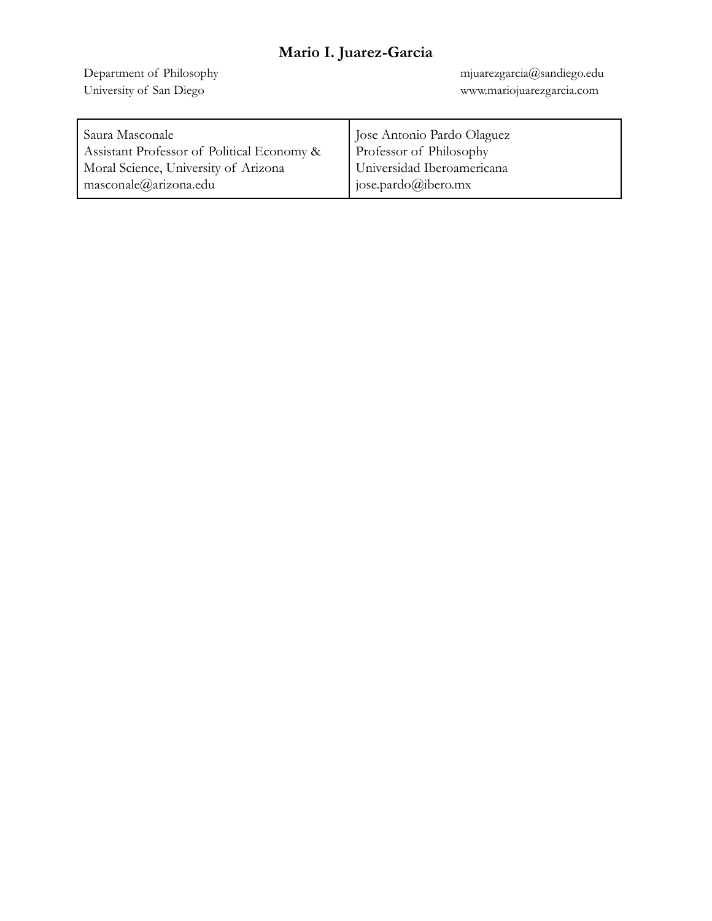| | |
|---|---|
| Saura Masconale | Jose Antonio Pardo Olaguez |
| Assistant Professor of Political Economy & Moral Science, University of Arizona | Professor of Philosophy |
| | Universidad Iberoamericana |
| masconale@arizona.edu | jose.pardo@ibero.mx |